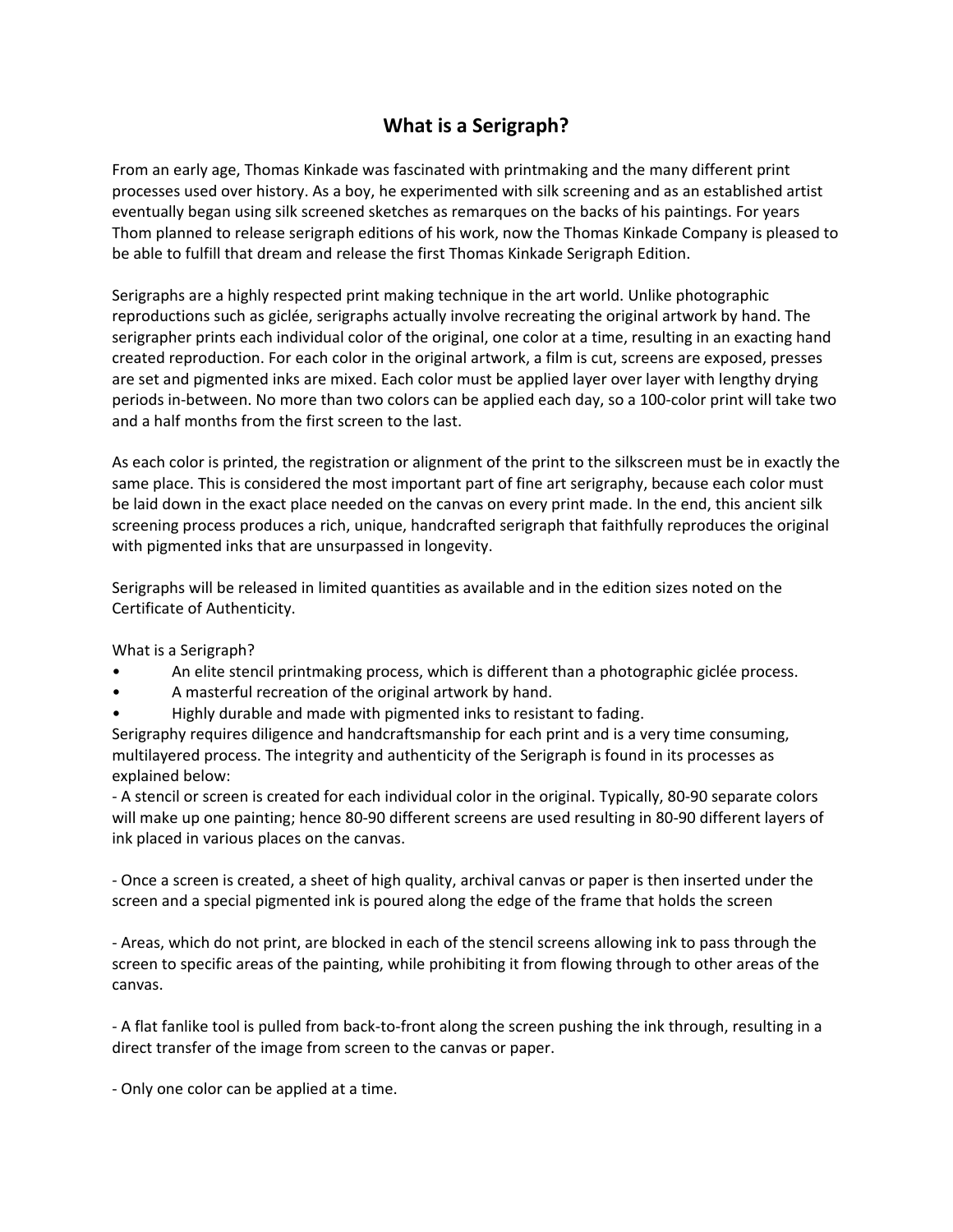# What is a Serigraph?

From an early age, Thomas Kinkade was fascinated with printmaking and the many different print processes used over history. As a boy, he experimented with silk screening and as an established artist eventually began using silk screened sketches as remarques on the backs of his paintings. For years Thom planned to release serigraph editions of his work, now the Thomas Kinkade Company is pleased to be able to fulfill that dream and release the first Thomas Kinkade Serigraph Edition.

Serigraphs are a highly respected print making technique in the art world. Unlike photographic reproductions such as giclée, serigraphs actually involve recreating the original artwork by hand. The serigrapher prints each individual color of the original, one color at a time, resulting in an exacting hand created reproduction. For each color in the original artwork, a film is cut, screens are exposed, presses are set and pigmented inks are mixed. Each color must be applied layer over layer with lengthy drying periods in-between. No more than two colors can be applied each day, so a 100-color print will take two and a half months from the first screen to the last.

As each color is printed, the registration or alignment of the print to the silkscreen must be in exactly the same place. This is considered the most important part of fine art serigraphy, because each color must be laid down in the exact place needed on the canvas on every print made. In the end, this ancient silk screening process produces a rich, unique, handcrafted serigraph that faithfully reproduces the original with pigmented inks that are unsurpassed in longevity.

Serigraphs will be released in limited quantities as available and in the edition sizes noted on the Certificate of Authenticity.

What is a Serigraph?

- An elite stencil printmaking process, which is different than a photographic giclée process.
- A masterful recreation of the original artwork by hand.
- Highly durable and made with pigmented inks to resistant to fading.

Serigraphy requires diligence and handcraftsmanship for each print and is a very time consuming, multilayered process. The integrity and authenticity of the Serigraph is found in its processes as explained below:

- A stencil or screen is created for each individual color in the original. Typically, 80-90 separate colors will make up one painting; hence 80-90 different screens are used resulting in 80-90 different layers of ink placed in various places on the canvas.

- Once a screen is created, a sheet of high quality, archival canvas or paper is then inserted under the screen and a special pigmented ink is poured along the edge of the frame that holds the screen

- Areas, which do not print, are blocked in each of the stencil screens allowing ink to pass through the screen to specific areas of the painting, while prohibiting it from flowing through to other areas of the canvas.

- A flat fanlike tool is pulled from back-to-front along the screen pushing the ink through, resulting in a direct transfer of the image from screen to the canvas or paper.

- Only one color can be applied at a time.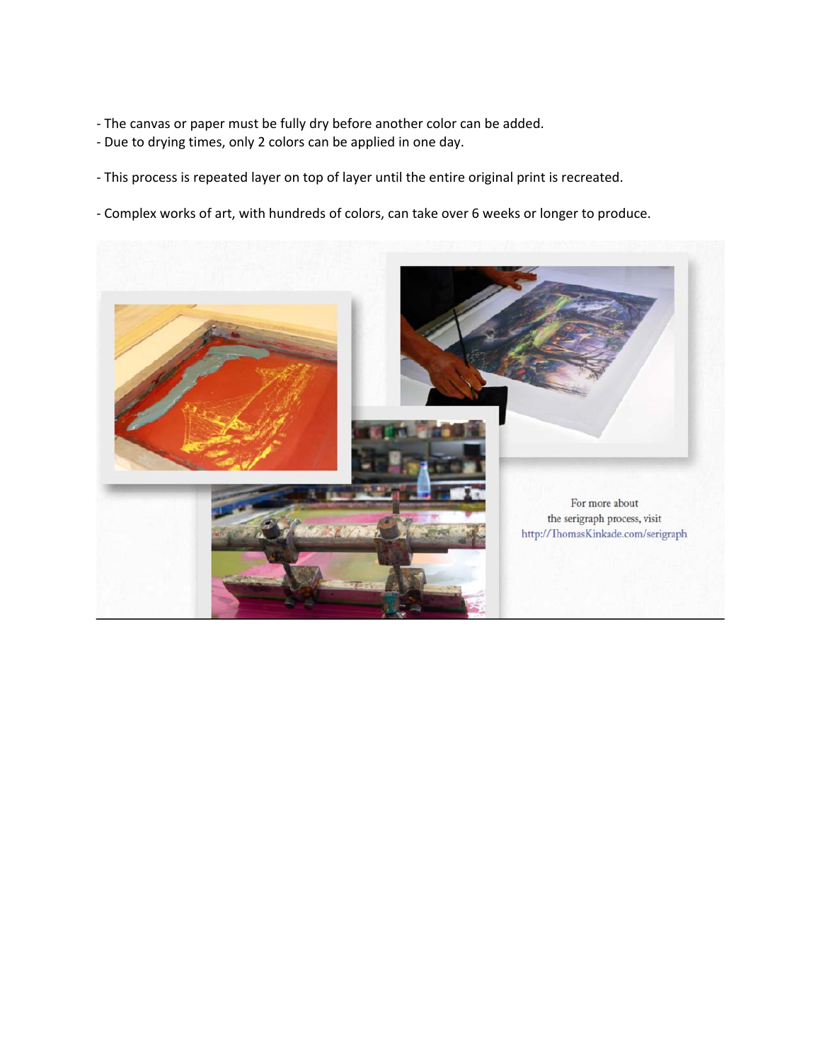- The canvas or paper must be fully dry before another color can be added.
- Due to drying times, only 2 colors can be applied in one day.

- This process is repeated layer on top of layer until the entire original print is recreated.

- Complex works of art, with hundreds of colors, can take over 6 weeks or longer to produce.

For more about the serigraph process, visit http://ThomasKinkade.com/serigraph